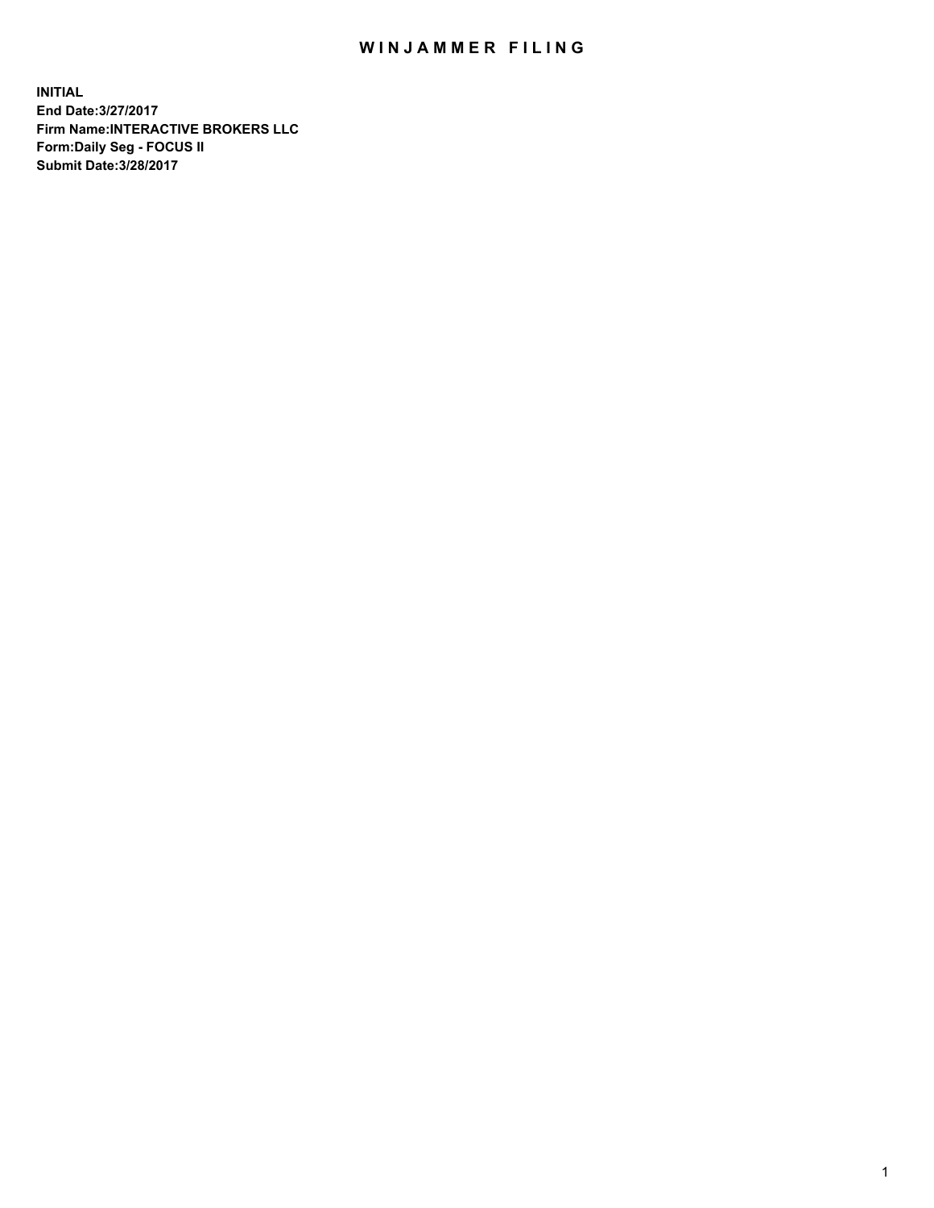# WINJAMMER FILING

**INITIAL**
**End Date:3/27/2017**
**Firm Name:INTERACTIVE BROKERS LLC**
**Form:Daily Seg - FOCUS II**
**Submit Date:3/28/2017**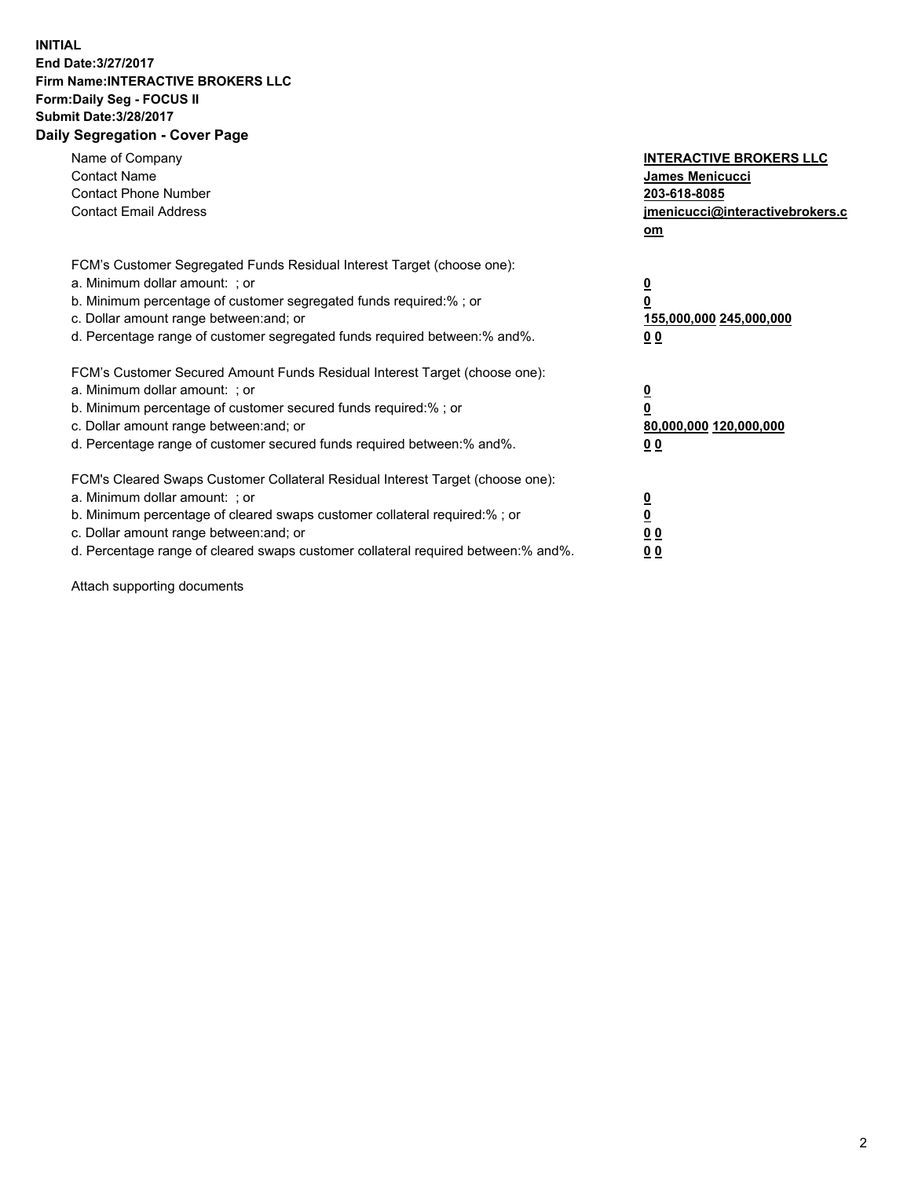**INITIAL**
**End Date:3/27/2017**
**Firm Name:INTERACTIVE BROKERS LLC**
**Form:Daily Seg - FOCUS II**
**Submit Date:3/28/2017**
**Daily Segregation - Cover Page**

| | |
|---|---|
| Name of Company | **INTERACTIVE BROKERS LLC** |
| Contact Name | **James Menicucci** |
| Contact Phone Number | **203-618-8085** |
| Contact Email Address | **jmenicucci@interactivebrokers.com** |

FCM's Customer Segregated Funds Residual Interest Target (choose one):

| | |
|---|---|
| a. Minimum dollar amount: ; or | **0** |
| b. Minimum percentage of customer segregated funds required:% ; or | **0** |
| c. Dollar amount range between:and; or | **155,000,000 245,000,000** |
| d. Percentage range of customer segregated funds required between:% and%. | **0 0** |

FCM's Customer Secured Amount Funds Residual Interest Target (choose one):

| | |
|---|---|
| a. Minimum dollar amount: ; or | **0** |
| b. Minimum percentage of customer secured funds required:% ; or | **0** |
| c. Dollar amount range between:and; or | **80,000,000 120,000,000** |
| d. Percentage range of customer secured funds required between:% and%. | **0 0** |

FCM's Cleared Swaps Customer Collateral Residual Interest Target (choose one):

| | |
|---|---|
| a. Minimum dollar amount: ; or | **0** |
| b. Minimum percentage of cleared swaps customer collateral required:% ; or | **0** |
| c. Dollar amount range between:and; or | **0 0** |
| d. Percentage range of cleared swaps customer collateral required between:% and%. | **0 0** |

Attach supporting documents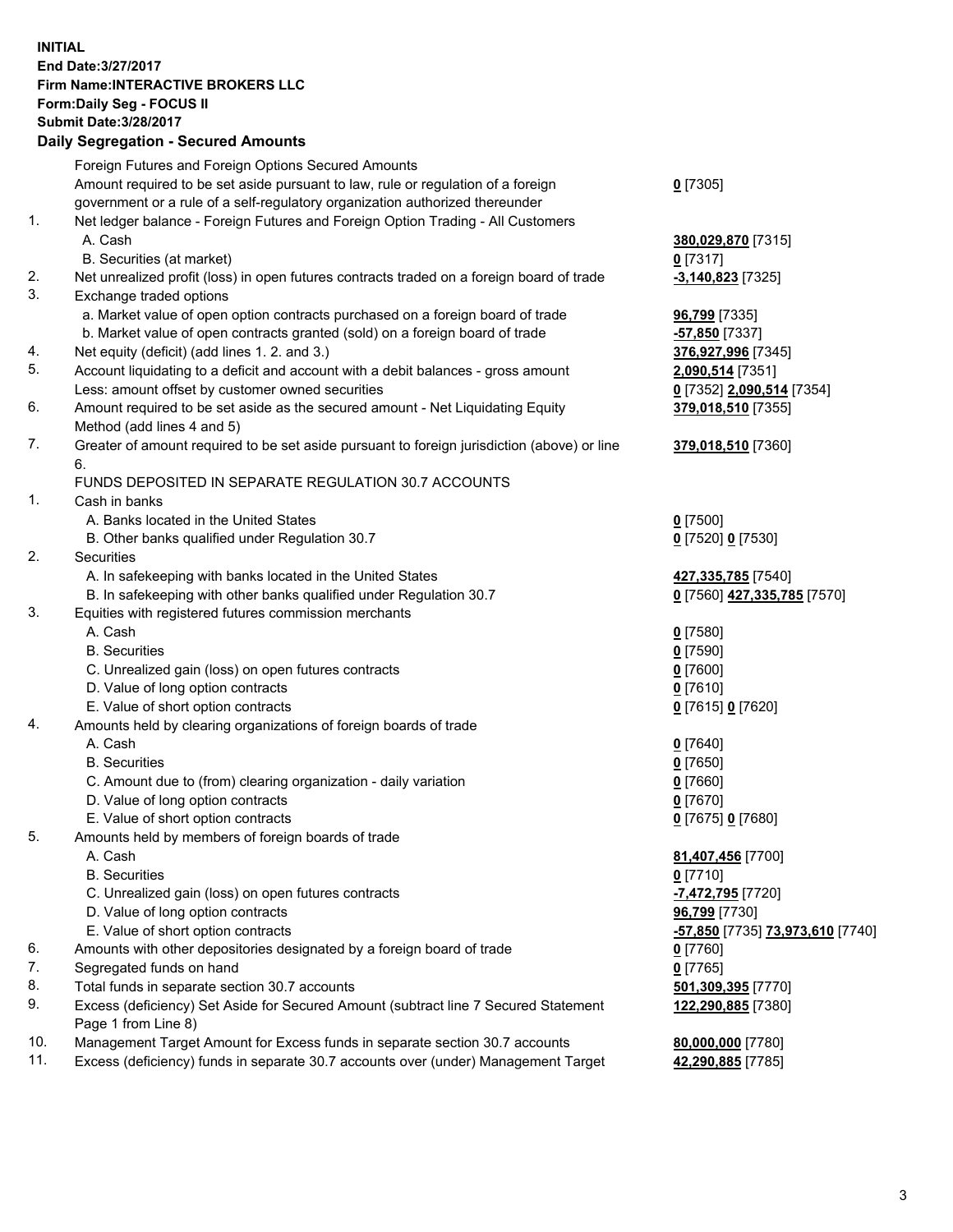**INITIAL**
**End Date:3/27/2017**
**Firm Name:INTERACTIVE BROKERS LLC**
**Form:Daily Seg - FOCUS II**
**Submit Date:3/28/2017**

## Daily Segregation - Secured Amounts

| | | |
|---|---|---|
| | Foreign Futures and Foreign Options Secured Amounts | |
| | Amount required to be set aside pursuant to law, rule or regulation of a foreign government or a rule of a self-regulatory organization authorized thereunder | **0** [7305] |
| 1. | Net ledger balance - Foreign Futures and Foreign Option Trading - All Customers | |
| | A. Cash | **380,029,870** [7315] |
| | B. Securities (at market) | **0** [7317] |
| 2. | Net unrealized profit (loss) in open futures contracts traded on a foreign board of trade | **-3,140,823** [7325] |
| 3. | Exchange traded options | |
| | a. Market value of open option contracts purchased on a foreign board of trade | **96,799** [7335] |
| | b. Market value of open contracts granted (sold) on a foreign board of trade | **-57,850** [7337] |
| 4. | Net equity (deficit) (add lines 1. 2. and 3.) | **376,927,996** [7345] |
| 5. | Account liquidating to a deficit and account with a debit balances - gross amount | **2,090,514** [7351] |
| | Less: amount offset by customer owned securities | **0** [7352] **2,090,514** [7354] |
| 6. | Amount required to be set aside as the secured amount - Net Liquidating Equity Method (add lines 4 and 5) | **379,018,510** [7355] |
| 7. | Greater of amount required to be set aside pursuant to foreign jurisdiction (above) or line 6. | **379,018,510** [7360] |
| | FUNDS DEPOSITED IN SEPARATE REGULATION 30.7 ACCOUNTS | |
| 1. | Cash in banks | |
| | A. Banks located in the United States | **0** [7500] |
| | B. Other banks qualified under Regulation 30.7 | **0** [7520] **0** [7530] |
| 2. | Securities | |
| | A. In safekeeping with banks located in the United States | **427,335,785** [7540] |
| | B. In safekeeping with other banks qualified under Regulation 30.7 | **0** [7560] **427,335,785** [7570] |
| 3. | Equities with registered futures commission merchants | |
| | A. Cash | **0** [7580] |
| | B. Securities | **0** [7590] |
| | C. Unrealized gain (loss) on open futures contracts | **0** [7600] |
| | D. Value of long option contracts | **0** [7610] |
| | E. Value of short option contracts | **0** [7615] **0** [7620] |
| 4. | Amounts held by clearing organizations of foreign boards of trade | |
| | A. Cash | **0** [7640] |
| | B. Securities | **0** [7650] |
| | C. Amount due to (from) clearing organization - daily variation | **0** [7660] |
| | D. Value of long option contracts | **0** [7670] |
| | E. Value of short option contracts | **0** [7675] **0** [7680] |
| 5. | Amounts held by members of foreign boards of trade | |
| | A. Cash | **81,407,456** [7700] |
| | B. Securities | **0** [7710] |
| | C. Unrealized gain (loss) on open futures contracts | **-7,472,795** [7720] |
| | D. Value of long option contracts | **96,799** [7730] |
| | E. Value of short option contracts | **-57,850** [7735] **73,973,610** [7740] |
| 6. | Amounts with other depositories designated by a foreign board of trade | **0** [7760] |
| 7. | Segregated funds on hand | **0** [7765] |
| 8. | Total funds in separate section 30.7 accounts | **501,309,395** [7770] |
| 9. | Excess (deficiency) Set Aside for Secured Amount (subtract line 7 Secured Statement Page 1 from Line 8) | **122,290,885** [7380] |
| 10. | Management Target Amount for Excess funds in separate section 30.7 accounts | **80,000,000** [7780] |
| 11. | Excess (deficiency) funds in separate 30.7 accounts over (under) Management Target | **42,290,885** [7785] |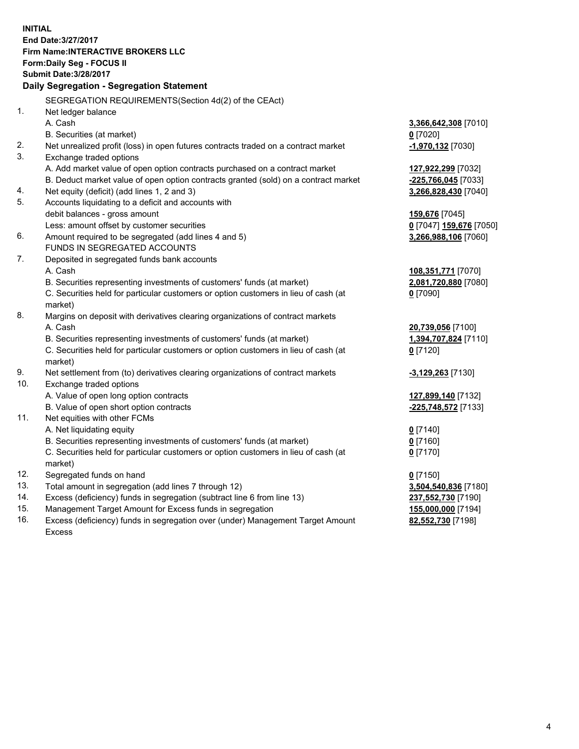**INITIAL**
**End Date:3/27/2017**
**Firm Name:INTERACTIVE BROKERS LLC**
**Form:Daily Seg - FOCUS II**
**Submit Date:3/28/2017**

## Daily Segregation - Segregation Statement

SEGREGATION REQUIREMENTS(Section 4d(2) of the CEAct)

| | | |
|---|---|---|
| 1. | Net ledger balance | |
| | A. Cash | **3,366,642,308** [7010] |
| | B. Securities (at market) | **0** [7020] |
| 2. | Net unrealized profit (loss) in open futures contracts traded on a contract market | **-1,970,132** [7030] |
| 3. | Exchange traded options | |
| | A. Add market value of open option contracts purchased on a contract market | **127,922,299** [7032] |
| | B. Deduct market value of open option contracts granted (sold) on a contract market | **-225,766,045** [7033] |
| 4. | Net equity (deficit) (add lines 1, 2 and 3) | **3,266,828,430** [7040] |
| 5. | Accounts liquidating to a deficit and accounts with debit balances - gross amount | **159,676** [7045] |
| | Less: amount offset by customer securities | **0** [7047] **159,676** [7050] |
| 6. | Amount required to be segregated (add lines 4 and 5) | **3,266,988,106** [7060] |
| | FUNDS IN SEGREGATED ACCOUNTS | |
| 7. | Deposited in segregated funds bank accounts | |
| | A. Cash | **108,351,771** [7070] |
| | B. Securities representing investments of customers' funds (at market) | **2,081,720,880** [7080] |
| | C. Securities held for particular customers or option customers in lieu of cash (at market) | **0** [7090] |
| 8. | Margins on deposit with derivatives clearing organizations of contract markets | |
| | A. Cash | **20,739,056** [7100] |
| | B. Securities representing investments of customers' funds (at market) | **1,394,707,824** [7110] |
| | C. Securities held for particular customers or option customers in lieu of cash (at market) | **0** [7120] |
| 9. | Net settlement from (to) derivatives clearing organizations of contract markets | **-3,129,263** [7130] |
| 10. | Exchange traded options | |
| | A. Value of open long option contracts | **127,899,140** [7132] |
| | B. Value of open short option contracts | **-225,748,572** [7133] |
| 11. | Net equities with other FCMs | |
| | A. Net liquidating equity | **0** [7140] |
| | B. Securities representing investments of customers' funds (at market) | **0** [7160] |
| | C. Securities held for particular customers or option customers in lieu of cash (at market) | **0** [7170] |
| 12. | Segregated funds on hand | **0** [7150] |
| 13. | Total amount in segregation (add lines 7 through 12) | **3,504,540,836** [7180] |
| 14. | Excess (deficiency) funds in segregation (subtract line 6 from line 13) | **237,552,730** [7190] |
| 15. | Management Target Amount for Excess funds in segregation | **155,000,000** [7194] |
| 16. | Excess (deficiency) funds in segregation over (under) Management Target Amount Excess | **82,552,730** [7198] |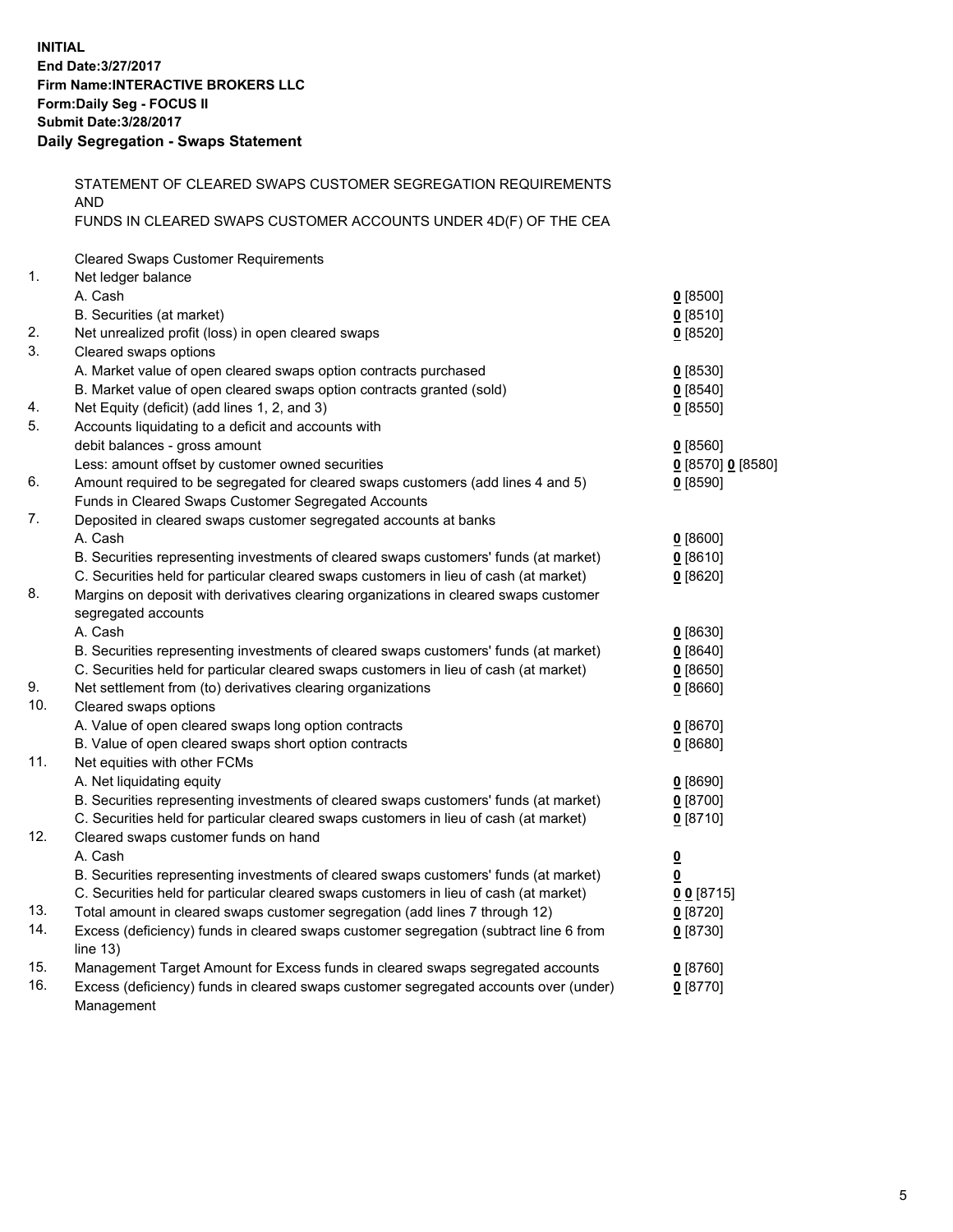**INITIAL**
**End Date:3/27/2017**
**Firm Name:INTERACTIVE BROKERS LLC**
**Form:Daily Seg - FOCUS II**
**Submit Date:3/28/2017**
**Daily Segregation - Swaps Statement**

STATEMENT OF CLEARED SWAPS CUSTOMER SEGREGATION REQUIREMENTS AND FUNDS IN CLEARED SWAPS CUSTOMER ACCOUNTS UNDER 4D(F) OF THE CEA

| | | |
|---|---|---|
| | Cleared Swaps Customer Requirements | |
| 1. | Net ledger balance | |
| | A. Cash | 0 [8500] |
| | B. Securities (at market) | 0 [8510] |
| 2. | Net unrealized profit (loss) in open cleared swaps | 0 [8520] |
| 3. | Cleared swaps options | |
| | A. Market value of open cleared swaps option contracts purchased | 0 [8530] |
| | B. Market value of open cleared swaps option contracts granted (sold) | 0 [8540] |
| 4. | Net Equity (deficit) (add lines 1, 2, and 3) | 0 [8550] |
| 5. | Accounts liquidating to a deficit and accounts with | |
| | debit balances - gross amount | 0 [8560] |
| | Less: amount offset by customer owned securities | 0 [8570] 0 [8580] |
| 6. | Amount required to be segregated for cleared swaps customers (add lines 4 and 5) | 0 [8590] |
| | Funds in Cleared Swaps Customer Segregated Accounts | |
| 7. | Deposited in cleared swaps customer segregated accounts at banks | |
| | A. Cash | 0 [8600] |
| | B. Securities representing investments of cleared swaps customers' funds (at market) | 0 [8610] |
| | C. Securities held for particular cleared swaps customers in lieu of cash (at market) | 0 [8620] |
| 8. | Margins on deposit with derivatives clearing organizations in cleared swaps customer segregated accounts | |
| | A. Cash | 0 [8630] |
| | B. Securities representing investments of cleared swaps customers' funds (at market) | 0 [8640] |
| | C. Securities held for particular cleared swaps customers in lieu of cash (at market) | 0 [8650] |
| 9. | Net settlement from (to) derivatives clearing organizations | 0 [8660] |
| 10. | Cleared swaps options | |
| | A. Value of open cleared swaps long option contracts | 0 [8670] |
| | B. Value of open cleared swaps short option contracts | 0 [8680] |
| 11. | Net equities with other FCMs | |
| | A. Net liquidating equity | 0 [8690] |
| | B. Securities representing investments of cleared swaps customers' funds (at market) | 0 [8700] |
| | C. Securities held for particular cleared swaps customers in lieu of cash (at market) | 0 [8710] |
| 12. | Cleared swaps customer funds on hand | |
| | A. Cash | 0 |
| | B. Securities representing investments of cleared swaps customers' funds (at market) | 0 |
| | C. Securities held for particular cleared swaps customers in lieu of cash (at market) | 0 0 [8715] |
| 13. | Total amount in cleared swaps customer segregation (add lines 7 through 12) | 0 [8720] |
| 14. | Excess (deficiency) funds in cleared swaps customer segregation (subtract line 6 from line 13) | 0 [8730] |
| 15. | Management Target Amount for Excess funds in cleared swaps segregated accounts | 0 [8760] |
| 16. | Excess (deficiency) funds in cleared swaps customer segregated accounts over (under) Management | 0 [8770] |